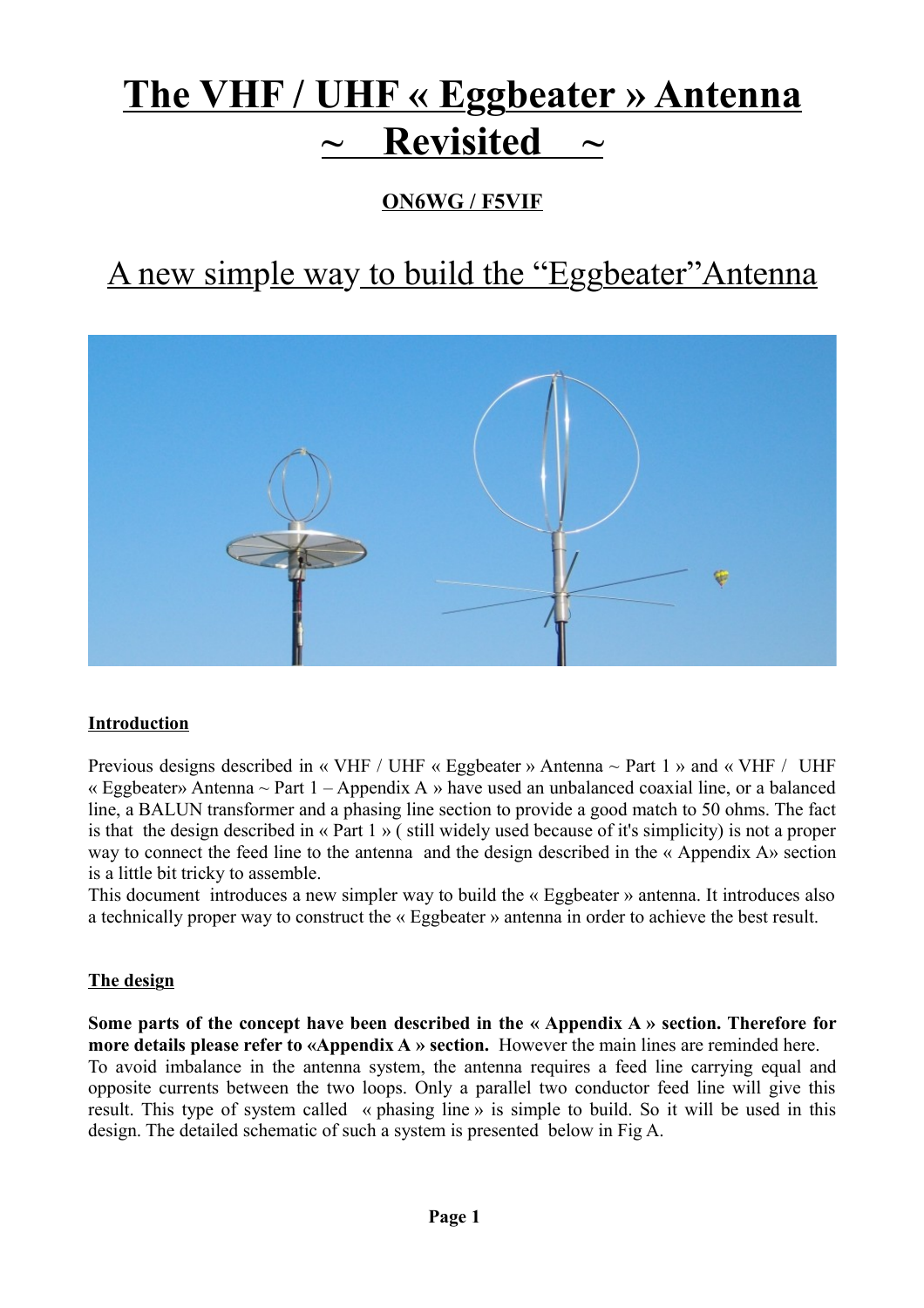# The VHF / UHF « Eggbeater » Antenna ~ Revisited ~

**ON6WG / F5VIF**

## A new simple way to build the "Eggbeater" Antenna

### Introduction

Previous designs described in « VHF / UHF « Eggbeater » Antenna ~ Part 1 » and « VHF / UHF « Eggbeater» Antenna ~ Part 1 – Appendix A » have used an unbalanced coaxial line, or a balanced line, a BALUN transformer and a phasing line section to provide a good match to 50 ohms. The fact is that the design described in « Part 1 » ( still widely used because of it's simplicity) is not a proper way to connect the feed line to the antenna and the design described in the « Appendix A» section is a little bit tricky to assemble.

This document introduces a new simpler way to build the « Eggbeater » antenna. It introduces also a technically proper way to construct the « Eggbeater » antenna in order to achieve the best result.

### The design

**Some parts of the concept have been described in the « Appendix A » section. Therefore for more details please refer to «Appendix A » section.** However the main lines are reminded here.

To avoid imbalance in the antenna system, the antenna requires a feed line carrying equal and opposite currents between the two loops. Only a parallel two conductor feed line will give this result. This type of system called « phasing line » is simple to build. So it will be used in this design. The detailed schematic of such a system is presented below in Fig A.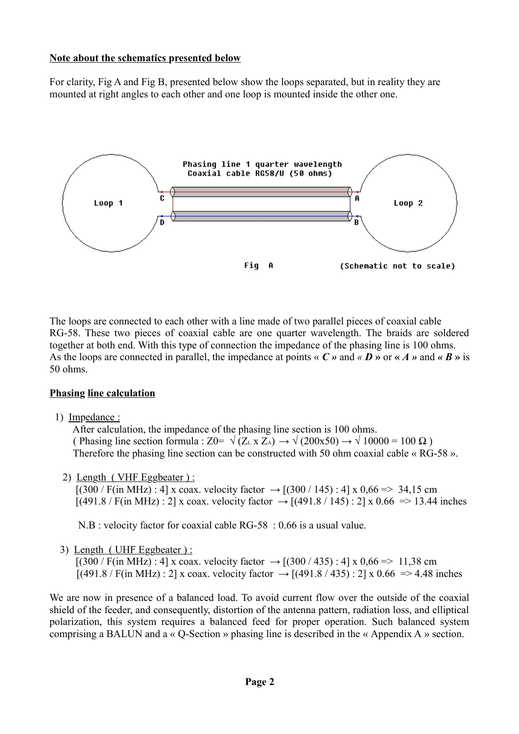**Note about the schematics presented below**

For clarity, Fig A and Fig B, presented below show the loops separated, but in reality they are mounted at right angles to each other and one loop is mounted inside the other one.

Phasing line 1 quarter wavelength
Coaxial cable RG58/U (50 ohms)

Loop 1 C D A B Loop 2

Fig A (Schematic not to scale)

The loops are connected to each other with a line made of two parallel pieces of coaxial cable RG-58. These two pieces of coaxial cable are one quarter wavelength. The braids are soldered together at both end. With this type of connection the impedance of the phasing line is 100 ohms. As the loops are connected in parallel, the impedance at points « ***C*** » and « ***D*** » or « ***A*** » and « ***B*** » is 50 ohms.

**Phasing line calculation**

1) Impedance :
   After calculation, the impedance of the phasing line section is 100 ohms.
   ( Phasing line section formula : $Z0= \sqrt{(Z_L \times Z_A)} \rightarrow \sqrt{(200 \times 50)} \rightarrow \sqrt{10000} = 100\ \Omega$ )
   Therefore the phasing line section can be constructed with 50 ohm coaxial cable « RG-58 ».

2) Length ( VHF Eggbeater ) :
   [(300 / F(in MHz) : 4] x coax. velocity factor → [(300 / 145) : 4] x 0,66 => 34,15 cm
   [(491.8 / F(in MHz) : 2] x coax. velocity factor → [(491.8 / 145) : 2] x 0.66 => 13.44 inches

   N.B : velocity factor for coaxial cable RG-58 : 0.66 is a usual value.

3) Length ( UHF Eggbeater ) :
   [(300 / F(in MHz) : 4] x coax. velocity factor → [(300 / 435) : 4] x 0,66 => 11,38 cm
   [(491.8 / F(in MHz) : 2] x coax. velocity factor → [(491.8 / 435) : 2] x 0.66 => 4.48 inches

We are now in presence of a balanced load. To avoid current flow over the outside of the coaxial shield of the feeder, and consequently, distortion of the antenna pattern, radiation loss, and elliptical polarization, this system requires a balanced feed for proper operation. Such balanced system comprising a BALUN and a « Q-Section » phasing line is described in the « Appendix A » section.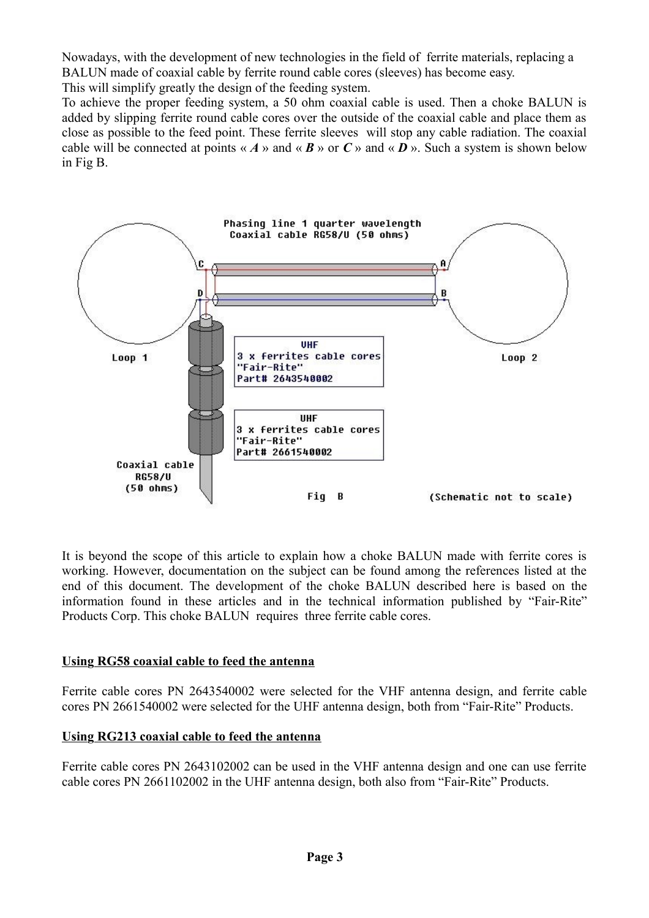Nowadays, with the development of new technologies in the field of ferrite materials, replacing a BALUN made of coaxial cable by ferrite round cable cores (sleeves) has become easy.
This will simplify greatly the design of the feeding system.
To achieve the proper feeding system, a 50 ohm coaxial cable is used. Then a choke BALUN is added by slipping ferrite round cable cores over the outside of the coaxial cable and place them as close as possible to the feed point. These ferrite sleeves will stop any cable radiation. The coaxial cable will be connected at points « ***A*** » and « ***B*** » or ***C*** » and « ***D*** ». Such a system is shown below in Fig B.

Phasing line 1 quarter wavelength
Coaxial cable RG58/U (50 ohms)

Loop 1 — Loop 2 — C — D — A — B

VHF
3 x ferrites cable cores
"Fair-Rite"
Part# 2643540002

UHF
3 x ferrites cable cores
"Fair-Rite"
Part# 2661540002

Coaxial cable
RG58/U
(50 ohms)

Fig B (Schematic not to scale)

It is beyond the scope of this article to explain how a choke BALUN made with ferrite cores is working. However, documentation on the subject can be found among the references listed at the end of this document. The development of the choke BALUN described here is based on the information found in these articles and in the technical information published by "Fair-Rite" Products Corp. This choke BALUN requires three ferrite cable cores.

## Using RG58 coaxial cable to feed the antenna

Ferrite cable cores PN 2643540002 were selected for the VHF antenna design, and ferrite cable cores PN 2661540002 were selected for the UHF antenna design, both from "Fair-Rite" Products.

## Using RG213 coaxial cable to feed the antenna

Ferrite cable cores PN 2643102002 can be used in the VHF antenna design and one can use ferrite cable cores PN 2661102002 in the UHF antenna design, both also from "Fair-Rite" Products.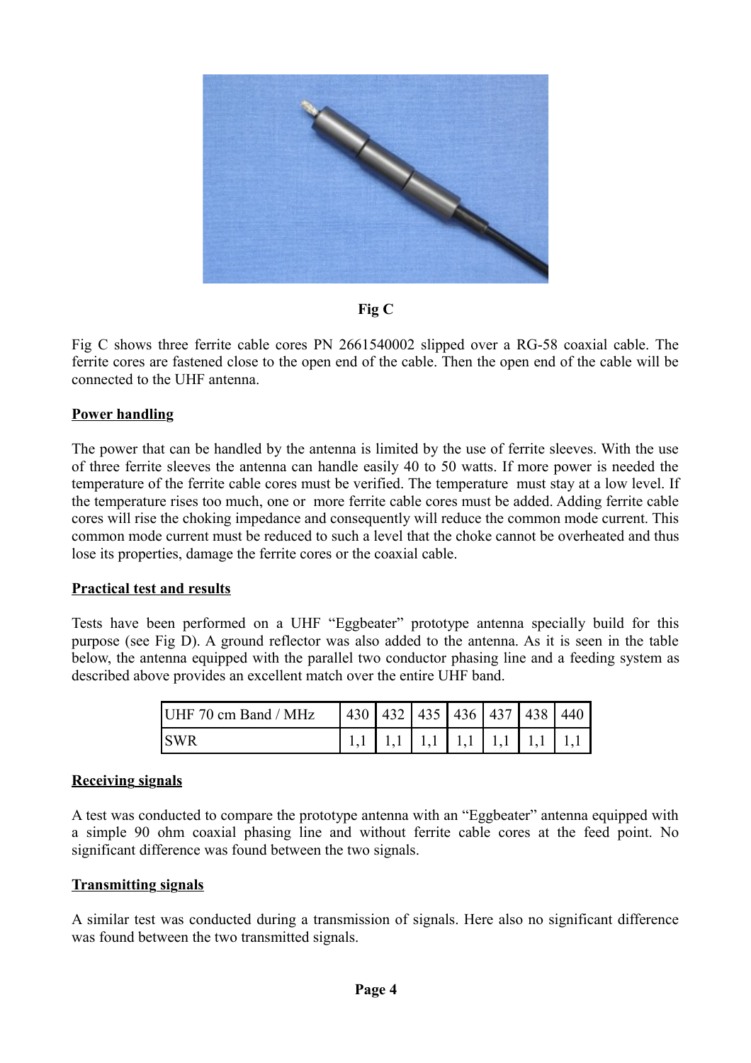**Fig C**

Fig C shows three ferrite cable cores PN 2661540002 slipped over a RG-58 coaxial cable. The ferrite cores are fastened close to the open end of the cable. Then the open end of the cable will be connected to the UHF antenna.

## Power handling

The power that can be handled by the antenna is limited by the use of ferrite sleeves. With the use of three ferrite sleeves the antenna can handle easily 40 to 50 watts. If more power is needed the temperature of the ferrite cable cores must be verified. The temperature must stay at a low level. If the temperature rises too much, one or more ferrite cable cores must be added. Adding ferrite cable cores will rise the choking impedance and consequently will reduce the common mode current. This common mode current must be reduced to such a level that the choke cannot be overheated and thus lose its properties, damage the ferrite cores or the coaxial cable.

## Practical test and results

Tests have been performed on a UHF "Eggbeater" prototype antenna specially build for this purpose (see Fig D). A ground reflector was also added to the antenna. As it is seen in the table below, the antenna equipped with the parallel two conductor phasing line and a feeding system as described above provides an excellent match over the entire UHF band.

| UHF 70 cm Band / MHz | 430 | 432 | 435 | 436 | 437 | 438 | 440 |
|---|---|---|---|---|---|---|---|
| SWR | 1,1 | 1,1 | 1,1 | 1,1 | 1,1 | 1,1 | 1,1 |

## Receiving signals

A test was conducted to compare the prototype antenna with an "Eggbeater" antenna equipped with a simple 90 ohm coaxial phasing line and without ferrite cable cores at the feed point. No significant difference was found between the two signals.

## Transmitting signals

A similar test was conducted during a transmission of signals. Here also no significant difference was found between the two transmitted signals.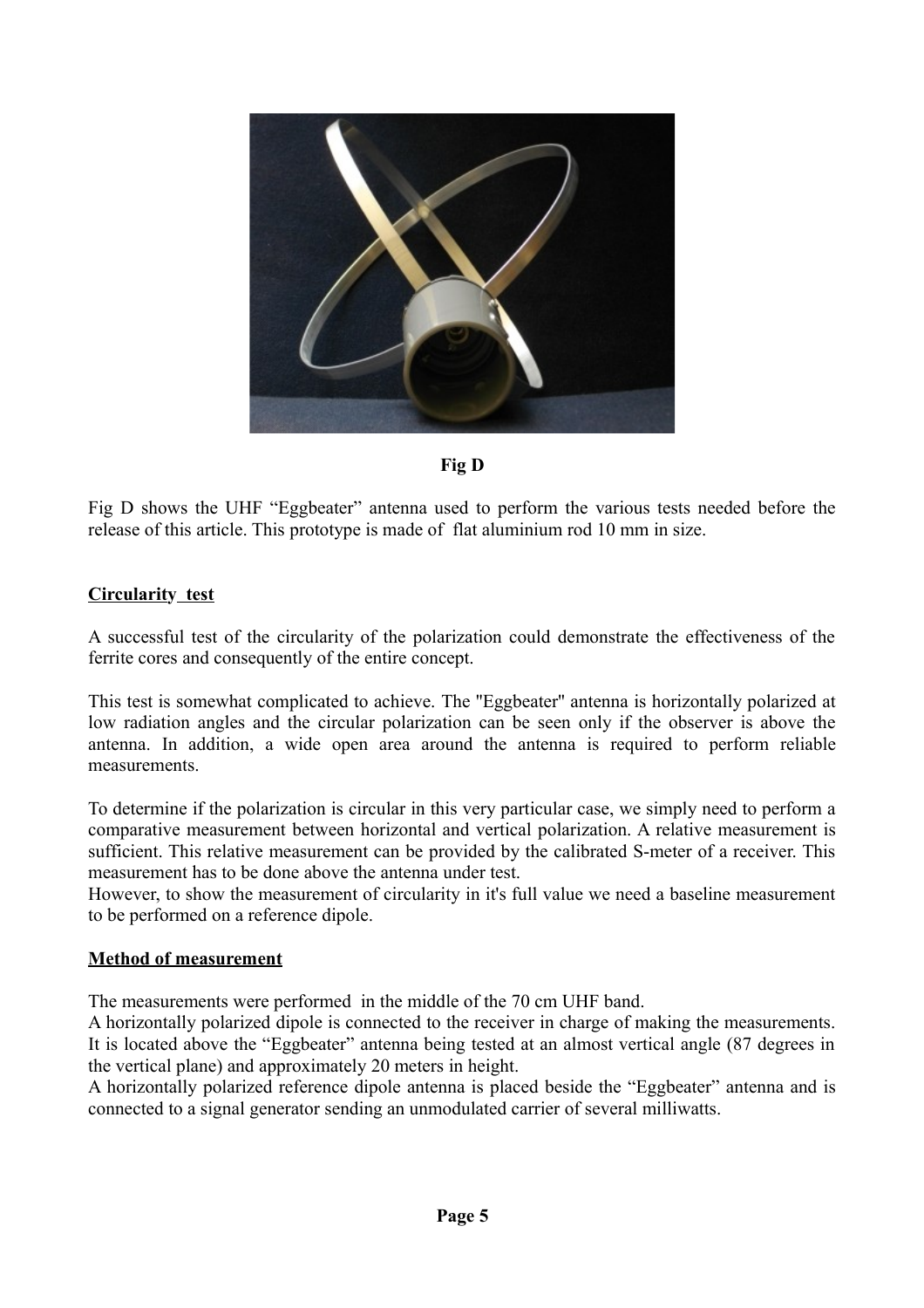**Fig D**

Fig D shows the UHF “Eggbeater” antenna used to perform the various tests needed before the release of this article. This prototype is made of flat aluminium rod 10 mm in size.

## Circularity test

A successful test of the circularity of the polarization could demonstrate the effectiveness of the ferrite cores and consequently of the entire concept.

This test is somewhat complicated to achieve. The "Eggbeater" antenna is horizontally polarized at low radiation angles and the circular polarization can be seen only if the observer is above the antenna. In addition, a wide open area around the antenna is required to perform reliable measurements.

To determine if the polarization is circular in this very particular case, we simply need to perform a comparative measurement between horizontal and vertical polarization. A relative measurement is sufficient. This relative measurement can be provided by the calibrated S-meter of a receiver. This measurement has to be done above the antenna under test.
However, to show the measurement of circularity in it's full value we need a baseline measurement to be performed on a reference dipole.

## Method of measurement

The measurements were performed in the middle of the 70 cm UHF band.
A horizontally polarized dipole is connected to the receiver in charge of making the measurements. It is located above the “Eggbeater” antenna being tested at an almost vertical angle (87 degrees in the vertical plane) and approximately 20 meters in height.
A horizontally polarized reference dipole antenna is placed beside the “Eggbeater” antenna and is connected to a signal generator sending an unmodulated carrier of several milliwatts.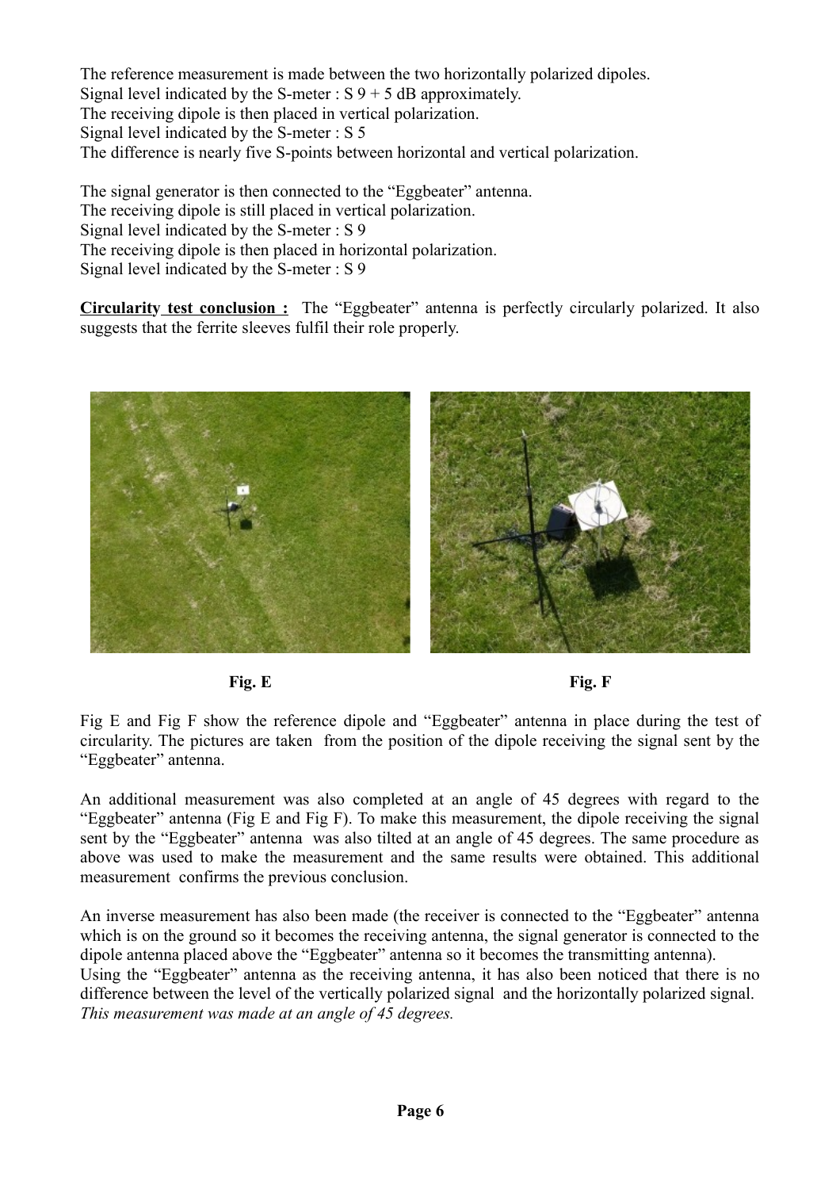The reference measurement is made between the two horizontally polarized dipoles.
Signal level indicated by the S-meter : S 9 + 5 dB approximately.
The receiving dipole is then placed in vertical polarization.
Signal level indicated by the S-meter : S 5
The difference is nearly five S-points between horizontal and vertical polarization.

The signal generator is then connected to the "Eggbeater" antenna.
The receiving dipole is still placed in vertical polarization.
Signal level indicated by the S-meter : S 9
The receiving dipole is then placed in horizontal polarization.
Signal level indicated by the S-meter : S 9

**Circularity test conclusion :** The "Eggbeater" antenna is perfectly circularly polarized. It also suggests that the ferrite sleeves fulfil their role properly.

**Fig. E** **Fig. F**

Fig E and Fig F show the reference dipole and "Eggbeater" antenna in place during the test of circularity. The pictures are taken from the position of the dipole receiving the signal sent by the "Eggbeater" antenna.

An additional measurement was also completed at an angle of 45 degrees with regard to the "Eggbeater" antenna (Fig E and Fig F). To make this measurement, the dipole receiving the signal sent by the "Eggbeater" antenna was also tilted at an angle of 45 degrees. The same procedure as above was used to make the measurement and the same results were obtained. This additional measurement confirms the previous conclusion.

An inverse measurement has also been made (the receiver is connected to the "Eggbeater" antenna which is on the ground so it becomes the receiving antenna, the signal generator is connected to the dipole antenna placed above the "Eggbeater" antenna so it becomes the transmitting antenna).
Using the "Eggbeater" antenna as the receiving antenna, it has also been noticed that there is no difference between the level of the vertically polarized signal and the horizontally polarized signal.
*This measurement was made at an angle of 45 degrees.*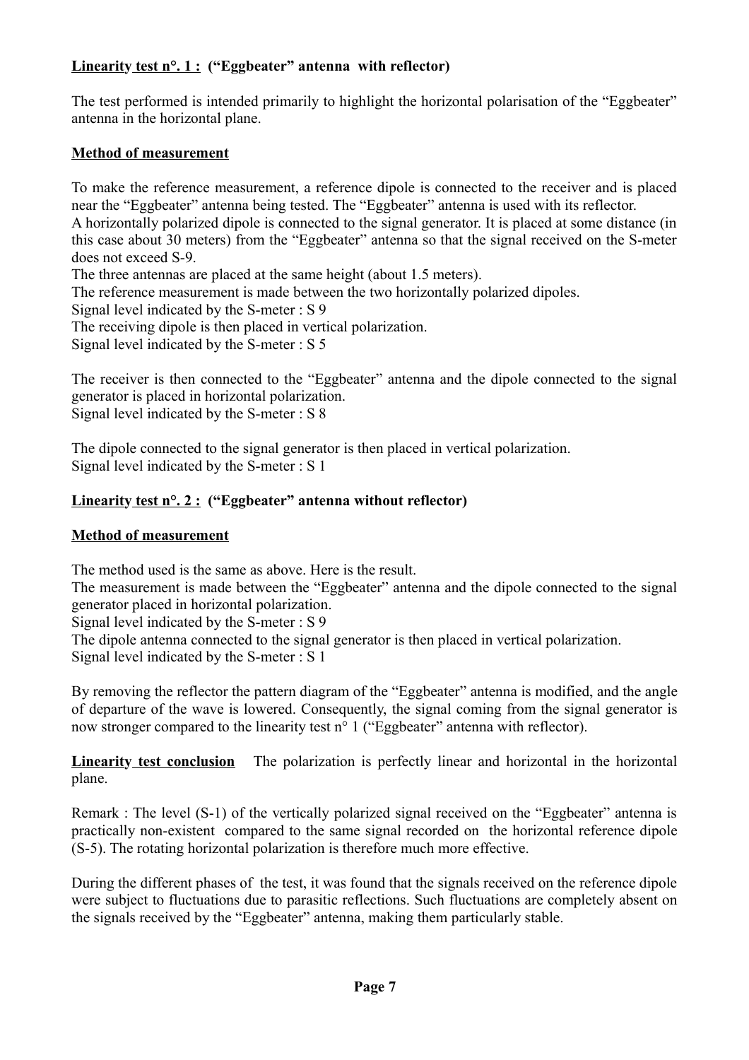**Linearity test n°. 1 : ("Eggbeater" antenna with reflector)**

The test performed is intended primarily to highlight the horizontal polarisation of the "Eggbeater" antenna in the horizontal plane.

**Method of measurement**

To make the reference measurement, a reference dipole is connected to the receiver and is placed near the "Eggbeater" antenna being tested. The "Eggbeater" antenna is used with its reflector.
A horizontally polarized dipole is connected to the signal generator. It is placed at some distance (in this case about 30 meters) from the "Eggbeater" antenna so that the signal received on the S-meter does not exceed S-9.
The three antennas are placed at the same height (about 1.5 meters).
The reference measurement is made between the two horizontally polarized dipoles.
Signal level indicated by the S-meter : S 9
The receiving dipole is then placed in vertical polarization.
Signal level indicated by the S-meter : S 5

The receiver is then connected to the "Eggbeater" antenna and the dipole connected to the signal generator is placed in horizontal polarization.
Signal level indicated by the S-meter : S 8

The dipole connected to the signal generator is then placed in vertical polarization.
Signal level indicated by the S-meter : S 1

**Linearity test n°. 2 : ("Eggbeater" antenna without reflector)**

**Method of measurement**

The method used is the same as above. Here is the result.
The measurement is made between the "Eggbeater" antenna and the dipole connected to the signal generator placed in horizontal polarization.
Signal level indicated by the S-meter : S 9
The dipole antenna connected to the signal generator is then placed in vertical polarization.
Signal level indicated by the S-meter : S 1

By removing the reflector the pattern diagram of the "Eggbeater" antenna is modified, and the angle of departure of the wave is lowered. Consequently, the signal coming from the signal generator is now stronger compared to the linearity test n° 1 ("Eggbeater" antenna with reflector).

**Linearity test conclusion** The polarization is perfectly linear and horizontal in the horizontal plane.

Remark : The level (S-1) of the vertically polarized signal received on the "Eggbeater" antenna is practically non-existent compared to the same signal recorded on the horizontal reference dipole (S-5). The rotating horizontal polarization is therefore much more effective.

During the different phases of the test, it was found that the signals received on the reference dipole were subject to fluctuations due to parasitic reflections. Such fluctuations are completely absent on the signals received by the "Eggbeater" antenna, making them particularly stable.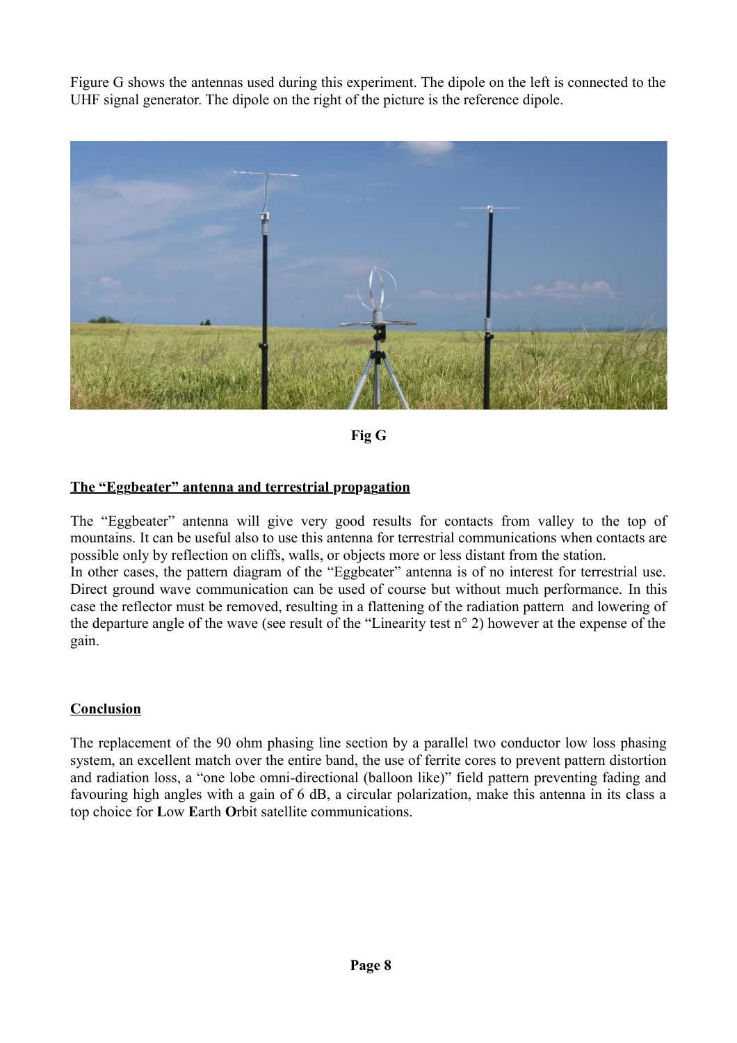Figure G shows the antennas used during this experiment. The dipole on the left is connected to the UHF signal generator. The dipole on the right of the picture is the reference dipole.

**Fig G**

## The "Eggbeater" antenna and terrestrial propagation

The "Eggbeater" antenna will give very good results for contacts from valley to the top of mountains. It can be useful also to use this antenna for terrestrial communications when contacts are possible only by reflection on cliffs, walls, or objects more or less distant from the station.
In other cases, the pattern diagram of the "Eggbeater" antenna is of no interest for terrestrial use. Direct ground wave communication can be used of course but without much performance. In this case the reflector must be removed, resulting in a flattening of the radiation pattern and lowering of the departure angle of the wave (see result of the "Linearity test n° 2) however at the expense of the gain.

## Conclusion

The replacement of the 90 ohm phasing line section by a parallel two conductor low loss phasing system, an excellent match over the entire band, the use of ferrite cores to prevent pattern distortion and radiation loss, a "one lobe omni-directional (balloon like)" field pattern preventing fading and favouring high angles with a gain of 6 dB, a circular polarization, make this antenna in its class a top choice for **L**ow **E**arth **O**rbit satellite communications.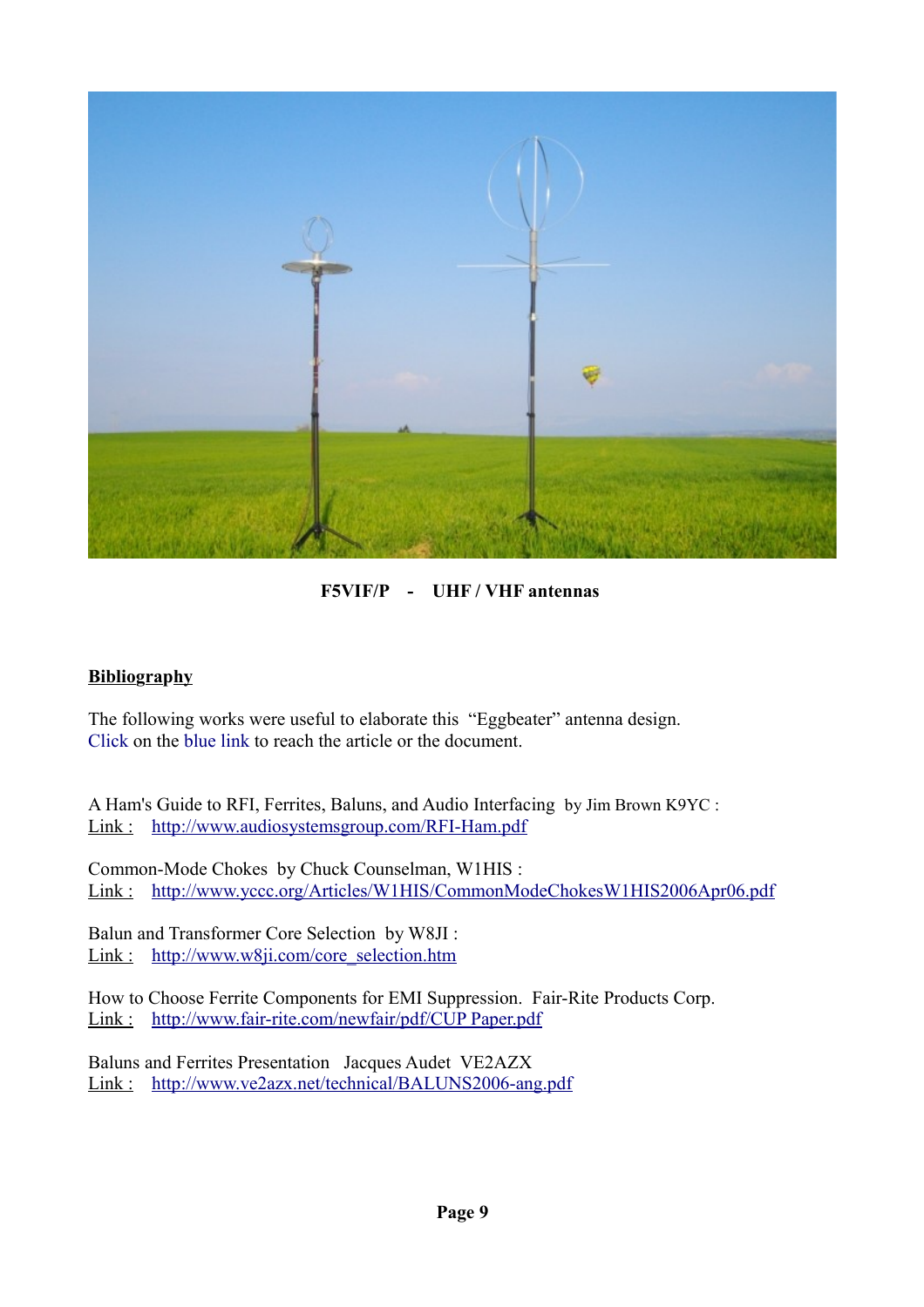**F5VIF/P - UHF / VHF antennas**

## Bibliography

The following works were useful to elaborate this "Eggbeater" antenna design.
Click on the blue link to reach the article or the document.

A Ham's Guide to RFI, Ferrites, Baluns, and Audio Interfacing by Jim Brown K9YC :
Link : http://www.audiosystemsgroup.com/RFI-Ham.pdf

Common-Mode Chokes by Chuck Counselman, W1HIS :
Link : http://www.yccc.org/Articles/W1HIS/CommonModeChokesW1HIS2006Apr06.pdf

Balun and Transformer Core Selection by W8JI :
Link : http://www.w8ji.com/core_selection.htm

How to Choose Ferrite Components for EMI Suppression. Fair-Rite Products Corp.
Link : http://www.fair-rite.com/newfair/pdf/CUP Paper.pdf

Baluns and Ferrites Presentation Jacques Audet VE2AZX
Link : http://www.ve2azx.net/technical/BALUNS2006-ang.pdf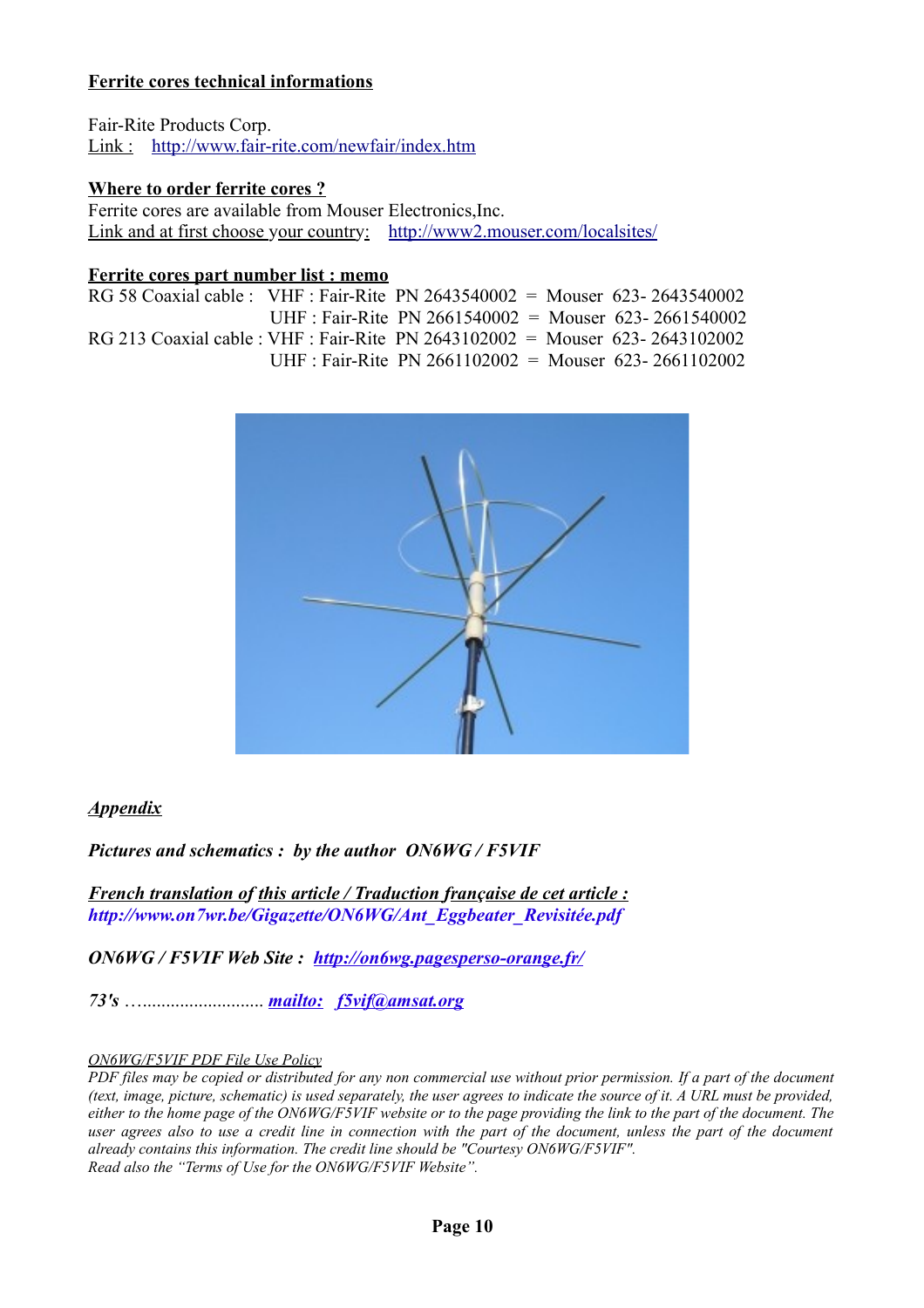**Ferrite cores technical informations**

Fair-Rite Products Corp.
Link : http://www.fair-rite.com/newfair/index.htm

**Where to order ferrite cores ?**
Ferrite cores are available from Mouser Electronics,Inc.
Link and at first choose your country: http://www2.mouser.com/localsites/

**Ferrite cores part number list : memo**

| | | | |
|---|---|---|---|
| RG 58 Coaxial cable : | VHF : Fair-Rite PN 2643540002 | = | Mouser 623- 2643540002 |
| | UHF : Fair-Rite PN 2661540002 | = | Mouser 623- 2661540002 |
| RG 213 Coaxial cable : | VHF : Fair-Rite PN 2643102002 | = | Mouser 623- 2643102002 |
| | UHF : Fair-Rite PN 2661102002 | = | Mouser 623- 2661102002 |

***Appendix***

***Pictures and schematics : by the author ON6WG / F5VIF***

***French translation of this article / Traduction française de cet article :***
***http://www.on7wr.be/Gigazette/ON6WG/Ant_Eggbeater_Revisitée.pdf***

***ON6WG / F5VIF Web Site : http://on6wg.pagesperso-orange.fr/***

***73's …......................... mailto: f5vif@amsat.org***

*ON6WG/F5VIF PDF File Use Policy*
*PDF files may be copied or distributed for any non commercial use without prior permission. If a part of the document (text, image, picture, schematic) is used separately, the user agrees to indicate the source of it. A URL must be provided, either to the home page of the ON6WG/F5VIF website or to the page providing the link to the part of the document. The user agrees also to use a credit line in connection with the part of the document, unless the part of the document already contains this information. The credit line should be "Courtesy ON6WG/F5VIF".*
*Read also the "Terms of Use for the ON6WG/F5VIF Website".*